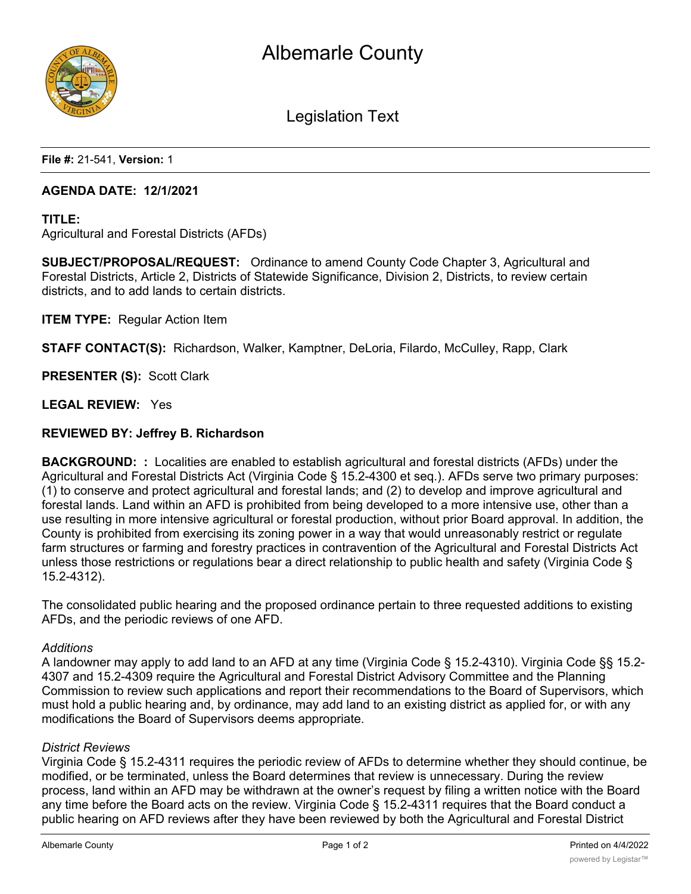# Albemarle County

## Legislation Text

**File #:** 21-541, **Version:** 1

**AGENDA DATE: 12/1/2021**

**TITLE:**
Agricultural and Forestal Districts (AFDs)

**SUBJECT/PROPOSAL/REQUEST:** Ordinance to amend County Code Chapter 3, Agricultural and Forestal Districts, Article 2, Districts of Statewide Significance, Division 2, Districts, to review certain districts, and to add lands to certain districts.

**ITEM TYPE:** Regular Action Item

**STAFF CONTACT(S):** Richardson, Walker, Kamptner, DeLoria, Filardo, McCulley, Rapp, Clark

**PRESENTER (S):** Scott Clark

**LEGAL REVIEW:** Yes

**REVIEWED BY: Jeffrey B. Richardson**

**BACKGROUND: :** Localities are enabled to establish agricultural and forestal districts (AFDs) under the Agricultural and Forestal Districts Act (Virginia Code § 15.2-4300 et seq.). AFDs serve two primary purposes: (1) to conserve and protect agricultural and forestal lands; and (2) to develop and improve agricultural and forestal lands. Land within an AFD is prohibited from being developed to a more intensive use, other than a use resulting in more intensive agricultural or forestal production, without prior Board approval. In addition, the County is prohibited from exercising its zoning power in a way that would unreasonably restrict or regulate farm structures or farming and forestry practices in contravention of the Agricultural and Forestal Districts Act unless those restrictions or regulations bear a direct relationship to public health and safety (Virginia Code § 15.2-4312).

The consolidated public hearing and the proposed ordinance pertain to three requested additions to existing AFDs, and the periodic reviews of one AFD.

*Additions*
A landowner may apply to add land to an AFD at any time (Virginia Code § 15.2-4310). Virginia Code §§ 15.2-4307 and 15.2-4309 require the Agricultural and Forestal District Advisory Committee and the Planning Commission to review such applications and report their recommendations to the Board of Supervisors, which must hold a public hearing and, by ordinance, may add land to an existing district as applied for, or with any modifications the Board of Supervisors deems appropriate.

*District Reviews*
Virginia Code § 15.2-4311 requires the periodic review of AFDs to determine whether they should continue, be modified, or be terminated, unless the Board determines that review is unnecessary. During the review process, land within an AFD may be withdrawn at the owner's request by filing a written notice with the Board any time before the Board acts on the review. Virginia Code § 15.2-4311 requires that the Board conduct a public hearing on AFD reviews after they have been reviewed by both the Agricultural and Forestal District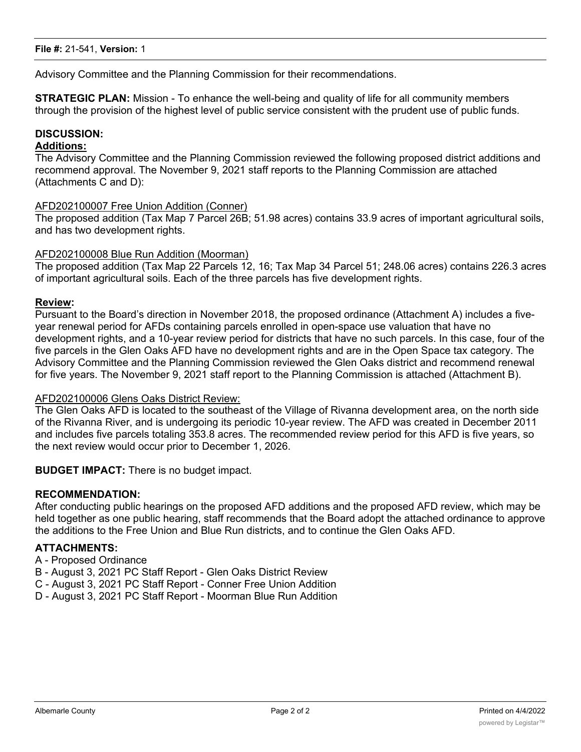Advisory Committee and the Planning Commission for their recommendations.

**STRATEGIC PLAN:** Mission - To enhance the well-being and quality of life for all community members through the provision of the highest level of public service consistent with the prudent use of public funds.

**DISCUSSION:**

**Additions:**

The Advisory Committee and the Planning Commission reviewed the following proposed district additions and recommend approval. The November 9, 2021 staff reports to the Planning Commission are attached (Attachments C and D):

AFD202100007 Free Union Addition (Conner)

The proposed addition (Tax Map 7 Parcel 26B; 51.98 acres) contains 33.9 acres of important agricultural soils, and has two development rights.

AFD202100008 Blue Run Addition (Moorman)

The proposed addition (Tax Map 22 Parcels 12, 16; Tax Map 34 Parcel 51; 248.06 acres) contains 226.3 acres of important agricultural soils. Each of the three parcels has five development rights.

**Review:**

Pursuant to the Board's direction in November 2018, the proposed ordinance (Attachment A) includes a five-year renewal period for AFDs containing parcels enrolled in open-space use valuation that have no development rights, and a 10-year review period for districts that have no such parcels. In this case, four of the five parcels in the Glen Oaks AFD have no development rights and are in the Open Space tax category. The Advisory Committee and the Planning Commission reviewed the Glen Oaks district and recommend renewal for five years. The November 9, 2021 staff report to the Planning Commission is attached (Attachment B).

AFD202100006 Glens Oaks District Review:

The Glen Oaks AFD is located to the southeast of the Village of Rivanna development area, on the north side of the Rivanna River, and is undergoing its periodic 10-year review. The AFD was created in December 2011 and includes five parcels totaling 353.8 acres. The recommended review period for this AFD is five years, so the next review would occur prior to December 1, 2026.

**BUDGET IMPACT:** There is no budget impact.

**RECOMMENDATION:**

After conducting public hearings on the proposed AFD additions and the proposed AFD review, which may be held together as one public hearing, staff recommends that the Board adopt the attached ordinance to approve the additions to the Free Union and Blue Run districts, and to continue the Glen Oaks AFD.

**ATTACHMENTS:**

A - Proposed Ordinance
B - August 3, 2021 PC Staff Report - Glen Oaks District Review
C - August 3, 2021 PC Staff Report - Conner Free Union Addition
D - August 3, 2021 PC Staff Report - Moorman Blue Run Addition